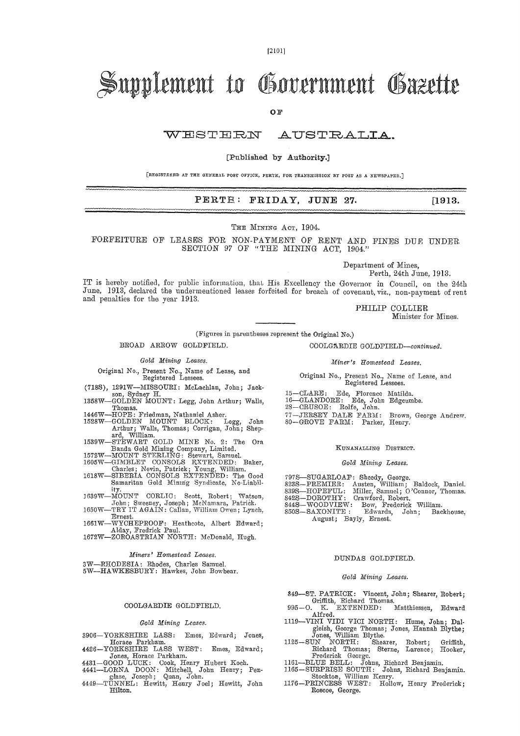# Supplement to Government Gazette

OF

# WESTERN AUSTRALIA.

[Published by Authority.]

[REGISTERED AT THE GENERAL POST OFFICE, PERTH, FOR TRANSMISSION BY POST AS A NEWSPAPER.]

**PERTH: FRIDAY, JUNE 27. [1913.**

THE MINING ACT, 1904.

## FORFEITURE OF LEASES FOR NON-PAYMENT OF RENT AND FINES DUE UNDER SECTION 97 OF "THE MINING ACT, 1904."

Department of Mines,
Perth, 24th June, 1913.

IT is hereby notified, for public information, that His Excellency the Governor in Council, on the 24th June, 1913, declared the undermentioned leases forfeited for breach of covenant, viz., non-payment of rent and penalties for the year 1913.

PHILIP COLLIER
Minister for Mines.

(Figures in parentheses represent the Original No.)

### BROAD ARROW GOLDFIELD.

*Gold Mining Leases.*

Original No., Present No., Name of Lease, and Registered Lessees.

(718S), 1291W—MISSOURI: McLachlan, John; Jackson, Sydney H.
1358W—GOLDEN MOUNT: Legg, John Arthur; Walls, Thomas.
1446W—HOPE: Friedman, Nathaniel Asher.
1528W—GOLDEN MOUNT BLOCK: Legg, John Arthur; Walls, Thomas; Corrigan, John; Sheppard, William.
1539W—STEWART GOLD MINE No. 2: The Ora Banda Gold Mining Company, Limited.
1572W—MOUNT STERLING: Stewart, Samuel.
1605W—GIMBLET CONSOLS EXTENDED: Baker, Charles; Nevin, Patrick; Young, William.
1618W—SIBERIA CONSOLS EXTENDED: The Good Samaritan Gold Mining Syndicate, No-Liability.
1639W—MOUNT CORLIC: Scott, Robert; Watson, John; Sweeney, Joseph; McNamara, Patrick.
1650W—TRY IT AGAIN: Callan, William Owen; Lynch, Ernest.
1661W—WYCHEPROOF: Heathcote, Albert Edward; Alday, Fredrick Paul.
1672W—ZOROASTRIAN NORTH: McDonald, Hugh.

*Miners' Homestead Leases.*

3W—RHODESIA: Rhodes, Charles Samuel.
5W—HAWKESBURY: Hawkes, John Bowbear.

### COOLGARDIE GOLDFIELD.

*Gold Mining Leases.*

3906—YORKSHIRE LASS: Emes, Edward; Jones, Horace Parkham.
4426—YORKSHIRE LASS WEST: Emes, Edward; Jones, Horace Parkham.
4431—GOOD LUCK: Cook, Henry Hubert Koch.
4441—LORNA DOON: Mitchell, John Henry; Penglase, Joseph; Quan, John.
4449—TUNNEL: Hewitt, Henry Joel; Hewitt, John Hilton.

### COOLGARDIE GOLDFIELD—*continued.*

*Miner's Homestead Leases.*

Original No., Present No., Name of Lease, and Registered Lessees.

15—CLARE: Ede, Florence Matilda.
16—GLANDORE: Ede, John Edgcumbe.
28—CRUSOE: Rolfe, John.
77—JERSEY DALE FARM: Brown, George Andrew.
80—GROVE FARM: Parker, Henry.

### KUNANALLING DISTRICT.

*Gold Mining Leases.*

797S—SUGARLOAF: Sheedy, George.
823S—PREMIER: Austen, William; Baldock, Daniel.
839S—HOPEFUL: Miller, Samuel; O'Connor, Thomas.
842S—DOROTHY: Crawford, Robert.
844S—WOODVIEW: Bow, Frederick William.
850S—SAXONITE: Edwards, John; Backhouse, August; Bayly, Ernest.

### DUNDAS GOLDFIELD.

*Gold Mining Leases.*

849—ST. PATRICK: Vincent, John; Shearer, Robert; Griffith, Richard Thomas.
995—O. K. EXTENDED: Matthiessen, Edward Alfred.
1119—VINI VIDI VICI NORTH: Hume, John; Dalgleish, George Thomas; Jones, Hannah Blythe; Jones, William Blythe.
1125—SUN NORTH: Shearer, Robert; Griffith, Richard Thomas; Sterne, Larence; Hooker, Frederick George.
1161—BLUE BELL: Johns, Richard Benjamin.
1165—SURPRISE SOUTH: Johns, Richard Benjamin. Stockton, William Kenry.
1176—PRINCESS WEST: Hollow, Henry Frederick; Roscoe, George.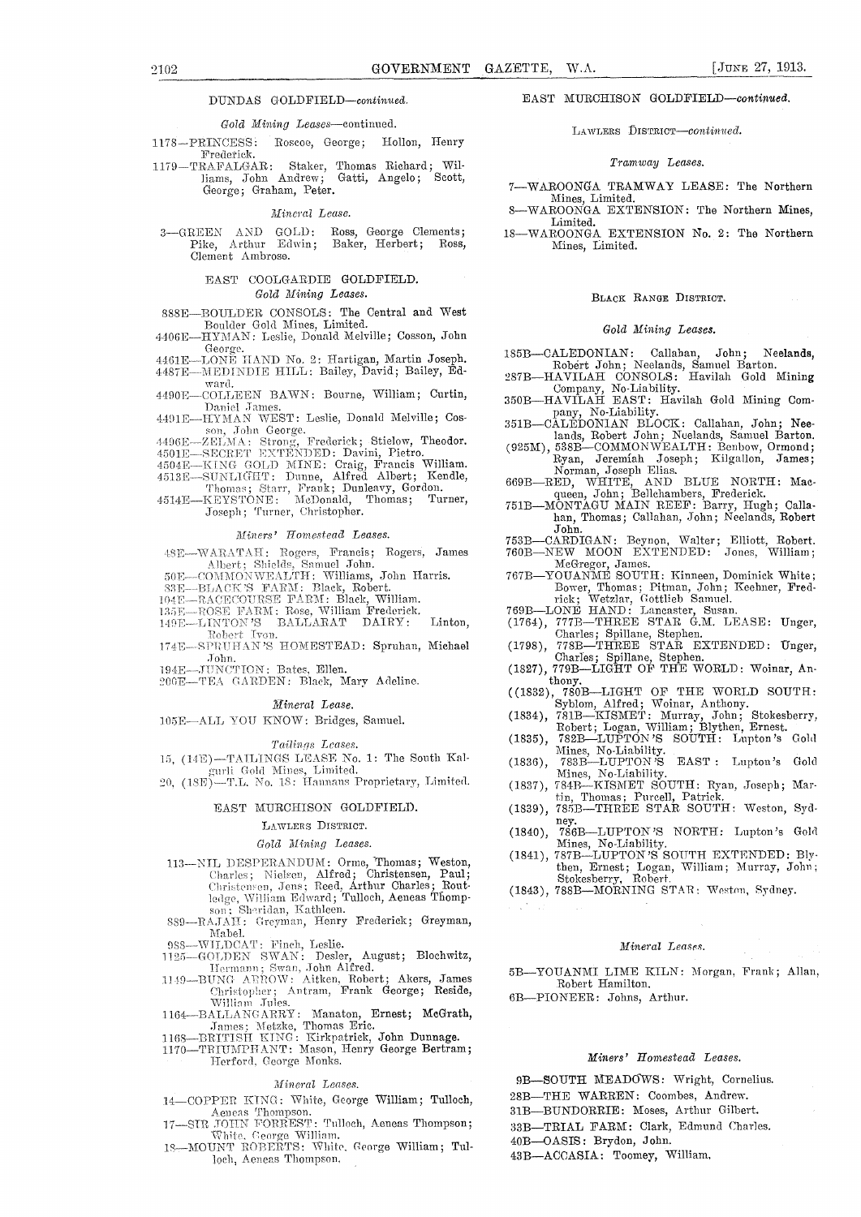DUNDAS GOLDFIELD—*continued.*

*Gold Mining Leases*—continued.

1178—PRINCESS: Roscoe, George; Hollon, Henry Frederick.

1179—TRAFALGAR: Staker, Thomas Richard; Williams, John Andrew; Gatti, Angelo; Scott, George; Graham, Peter.

*Mineral Lease.*

3—GREEN AND GOLD: Ross, George Clements; Pike, Arthur Edwin; Baker, Herbert; Ross, Clement Ambrose.

## EAST COOLGARDIE GOLDFIELD.

### *Gold Mining Leases.*

888E—BOULDER CONSOLS: The Central and West Boulder Gold Mines, Limited.

4406E—HYMAN: Leslie, Donald Melville; Cosson, John George.

4461E—LONE HAND No. 2: Hartigan, Martin Joseph.

4487E—MEDINDIE HILL: Bailey, David; Bailey, Edward.

4490E—COLLEEN BAWN: Bourne, William; Curtin, Daniel James.

4491E—HYMAN WEST: Leslie, Donald Melville; Cosson, John George.

4496E—ZELMA: Strong, Frederick; Stielow, Theodor.

4501E—SECRET EXTENDED: Davini, Pietro.

4504E—KING GOLD MINE: Craig, Francis William.

4513E—SUNLIGHT: Dunne, Alfred Albert; Kendle, Thomas; Starr, Frank; Dunleavy, Gordon.

4514E—KEYSTONE: McDonald, Thomas; Turner, Joseph; Turner, Christopher.

### *Miners' Homestead Leases.*

48E—WARATAH: Rogers, Francis; Rogers, James Albert; Shields, Samuel John.

50E—COMMONWEALTH: Williams, John Harris.

83E—BLACK'S FARM: Black, Robert.

104E—RACECOURSE FARM: Black, William.

135E—ROSE FARM: Rose, William Frederick.

149E—LINTON'S BALLARAT DAIRY: Linton, Robert Ivon.

174E—SPRUHAN'S HOMESTEAD: Spruhan, Michael John.

194E—JUNCTION: Bates, Ellen.

200E—TEA GARDEN: Black, Mary Adeline.

### *Mineral Lease.*

105E—ALL YOU KNOW: Bridges, Samuel.

### *Tailings Leases.*

15, (14E)—TAILINGS LEASE No. 1: The South Kalgurli Gold Mines, Limited.

20, (18E)—T.L. No. 18: Hannans Proprietary, Limited.

## EAST MURCHISON GOLDFIELD.

### LAWLERS DISTRICT.

### *Gold Mining Leases.*

113—NIL DESPERANDUM: Orme, Thomas; Weston, Charles; Nielsen, Alfred; Christensen, Paul; Christensen, Jens; Reed, Arthur Charles; Routledge, William Edward; Tulloch, Aeneas Thompson; Sheridan, Kathleen.

889—RAJAH: Greyman, Henry Frederick; Greyman, Mabel.

988—WILDCAT: Finch, Leslie.

1125—GOLDEN SWAN: Desler, August; Blochwitz, Hermann; Swan, John Alfred.

1149—BUNG ARROW: Aitken, Robert; Akers, James Christopher; Antram, Frank George; Reside, William Jules.

1164—BALLANGARRY: Manaton, Ernest; McGrath, James; Metzke, Thomas Eric.

1168—BRITISH KING: Kirkpatrick, John Dunnage.

1170—TRIUMPHANT: Mason, Henry George Bertram; Herford, George Monks.

### *Mineral Leases.*

14—COPPER KING: White, George William; Tulloch, Aeneas Thompson.

17—SIR JOHN FORREST: Tulloch, Aeneas Thompson; White, George William.

18—MOUNT ROBERTS: White, George William; Tulloch, Aeneas Thompson.

EAST MURCHISON GOLDFIELD—*continued.*

LAWLERS DISTRICT—*continued.*

### *Tramway Leases.*

7—WAROONGA TRAMWAY LEASE: The Northern Mines, Limited.

8—WAROONGA EXTENSION: The Northern Mines, Limited.

18—WAROONGA EXTENSION No. 2: The Northern Mines, Limited.

### BLACK RANGE DISTRICT.

### *Gold Mining Leases.*

185B—CALEDONIAN: Callahan, John; Neelands, Robert John; Neelands, Samuel Barton.

287B—HAVILAH CONSOLS: Havilah Gold Mining Company, No-Liability.

350B—HAVILAH EAST: Havilah Gold Mining Company, No-Liability.

351B—CALEDONIAN BLOCK: Callahan, John; Neelands, Robert John; Neelands, Samuel Barton.

(925M), 538B—COMMONWEALTH: Benbow, Ormond; Ryan, Jeremiah Joseph; Kilgallon, James; Norman, Joseph Elias.

669B—RED, WHITE, AND BLUE NORTH: Macqueen, John; Bellchambers, Frederick.

751B—MONTAGU MAIN REEF: Barry, Hugh; Callahan, Thomas; Callahan, John; Neelands, Robert John.

753B—CARDIGAN: Beynon, Walter; Elliott, Robert.

760B—NEW MOON EXTENDED: Jones, William; McGregor, James.

767B—YOUANME SOUTH: Kinneen, Dominick White; Bower, Thomas; Pitman, John; Keehner, Fredrick; Wetzlar, Gottlieb Samuel.

769B—LONE HAND: Lancaster, Susan.

(1764), 777B—THREE STAR G.M. LEASE: Unger, Charles; Spillane, Stephen.

(1798), 778B—THREE STAR EXTENDED: Unger, Charles; Spillane, Stephen.

(1827), 779B—LIGHT OF THE WORLD: Woinar, Anthony.

((1832), 780B—LIGHT OF THE WORLD SOUTH: Syblom, Alfred; Woinar, Anthony.

(1834), 781B—KISMET: Murray, John; Stokesberry, Robert; Logan, William; Blythen, Ernest.

(1835), 782B—LUPTON'S SOUTH: Lupton's Gold Mines, No-Liability.

(1836), 783B—LUPTON'S EAST: Lupton's Gold Mines, No-Liability.

(1837), 784B—KISMET SOUTH: Ryan, Joseph; Martin, Thomas; Purcell, Patrick.

(1839), 785B—THREE STAR SOUTH: Weston, Sydney.

(1840), 786B—LUPTON'S NORTH: Lupton's Gold Mines, No-Liability.

(1841), 787B—LUPTON'S SOUTH EXTENDED: Blythen, Ernest; Logan, William; Murray, John; Stokesberry, Robert.

(1843), 788B—MORNING STAR: Weston, Sydney.

### *Mineral Leases.*

5B—YOUANMI LIME KILN: Morgan, Frank; Allan, Robert Hamilton.

6B—PIONEER: Johns, Arthur.

### *Miners' Homestead Leases.*

9B—SOUTH MEADOWS: Wright, Cornelius.

28B—THE WARREN: Coombes, Andrew.

31B—BUNDORRIE: Moses, Arthur Gilbert.

33B—TRIAL FARM: Clark, Edmund Charles.

40B—OASIS: Brydon, John.

43B—ACCASIA: Toomey, William.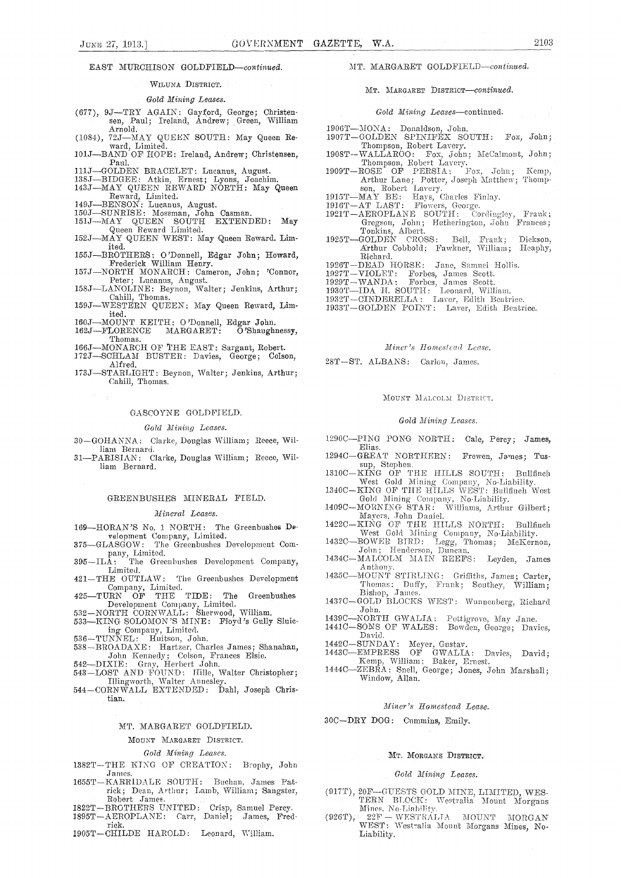EAST MURCHISON GOLDFIELD—*continued.*

WILUNA DISTRICT.

*Gold Mining Leases.*

(677), 9J—TRY AGAIN: Gayford, George; Christensen, Paul; Ireland, Andrew; Green, William Arnold.
(1084), 72J—MAY QUEEN SOUTH: May Queen Reward, Limited.
101J—BAND OF HOPE: Ireland, Andrew; Christensen, Paul.
111J—GOLDEN BRACELET: Lucanus, August.
138J—BIDGEE: Atkin, Ernest; Lyons, Joachim.
143J—MAY QUEEN REWARD NORTH: May Queen Reward, Limited.
149J—BENSON: Lucanus, August.
150J—SUNRISE: Mossman, John Casman.
151J—MAY QUEEN SOUTH EXTENDED: May Queen Reward Limited.
152J—MAY QUEEN WEST: May Queen Reward, Limited.
155J—BROTHERS: O'Donnell, Edgar John; Howard, Frederick William Henry.
157J—NORTH MONARCH: Cameron, John; 'Connor, Peter; Lucanus, August.
158J—LANOLINE: Beynon, Walter; Jenkins, Arthur; Cahill, Thomas.
159J—WESTERN QUEEN: May Queen Reward, Limited.
160J—MOUNT KEITH: O'Donnell, Edgar John.
162J—FLORENCE MARGARET: O'Shaughnessy, Thomas.
166J—MONARCH OF THE EAST: Sargant, Robert.
172J—SCHLAM BUSTER: Davies, George; Colson, Alfred.
173J—STARLIGHT: Beynon, Walter; Jenkins, Arthur; Cahill, Thomas.

GASCOYNE GOLDFIELD.

*Gold Mining Leases.*

30—GOHANNA: Clarke, Douglas William; Reece, William Bernard.
31—PARISIAN: Clarke, Douglas William; Reece, William Bernard.

GREENBUSHES MINERAL FIELD.

*Mineral Leases.*

169—HORAN'S No. 1 NORTH: The Greenbushes Development Company, Limited.
375—GLASGOW: The Greenbushes Development Company, Limited.
395—ILA: The Greenbushes Development Company, Limited.
421—THE OUTLAW: The Greenbushes Development Company, Limited.
425—TURN OF THE TIDE: The Greenbushes Development Company, Limited.
532—NORTH CORNWALL: Sherwood, William.
533—KING SOLOMON'S MINE: Floyd's Gully Sluicing Company, Limited.
536—TUNNEL: Huitson, John.
538—BROADAXE: Hartzer, Charles James; Shanahan, John Kennedy; Colson, Frances Elsie.
542—DIXIE: Gray, Herbert John.
543—LOST AND FOUND: Hille, Walter Christopher; Illingworth, Walter Annesley.
544—CORNWALL EXTENDED: Dahl, Joseph Christian.

MT. MARGARET GOLDFIELD.

MOUNT MARGARET DISTRICT.

*Gold Mining Leases.*

1382T—THE KING OF CREATION: Brophy, John James.
1655T—KARRIDALE SOUTH: Buchan, James Patrick; Dean, Arthur; Lamb, William; Sangster, Robert James.
1822T—BROTHERS UNITED: Crisp, Samuel Percy.
1895T—AEROPLANE: Carr, Daniel; James, Fredrick.
1905T—CHILDE HAROLD: Leonard, William.

MT. MARGARET GOLDFIELD—*continued.*

MT. MARGARET DISTRICT—*continued.*

*Gold Mining Leases*—continued.

1906T—MONA: Donaldson, John.
1907T—GOLDEN SPINIFEX SOUTH: Fox, John; Thompson, Robert Lavery.
1908T—WALLAROO: Fox, John; McCalmont, John; Thompson, Robert Lavery.
1909T—ROSE OF PERSIA: Fox, John; Kemp, Arthur Lane; Potter, Joseph Matthew; Thompson, Robert Lavery.
1915T—MAY BE: Hays, Charles Finlay.
1916T—AT LAST: Flowers, George.
1921T—AEROPLANE SOUTH: Cordingley, Frank; Gregson, John; Hetherington, John Frances; Tonkins, Albert.
1925T—GOLDEN CROSS: Bell, Frank; Dickson, Arthur Cobbold; Fawkner, William; Heaphy, Richard.
1926T—DEAD HORSE: Jane, Samuel Hollis.
1927T—VIOLET: Forbes, James Scott.
1929T—WANDA: Forbes, James Scott.
1930T—IDA H. SOUTH: Leonard, William.
1932T—CINDERELLA: Laver, Edith Beatrice.
1933T—GOLDEN POINT: Laver, Edith Beatrice.

*Miner's Homestead Lease.*

28T—ST. ALBANS: Carlon, James.

MOUNT MALCOLM DISTRICT.

*Gold Mining Leases.*

1290C—PING PONG NORTH: Cale, Percy; James, Elias.
1294C—GREAT NORTHERN: Frewen, James; Tussup, Stephen.
1310C—KING OF THE HILLS SOUTH: Bullfinch West Gold Mining Company, No-Liability.
1340C—KING OF THE HILLS WEST: Bullfinch West Gold Mining Company, No-Liability.
1409C—MORNING STAR: Williams, Arthur Gilbert; Mayers, John Daniel.
1422C—KING OF THE HILLS NORTH: Bullfinch West Gold Mining Company, No-Liability.
1432C—BOWER BIRD: Legg, Thomas; McKernon, John; Henderson, Duncan.
1434C—MALCOLM MAIN REEFS: Leyden, James Anthony.
1435C—MOUNT STIRLING: Griffiths, James; Carter, Thomas; Duffy, Frank; Southey, William; Bishop, James.
1437C—GOLD BLOCKS WEST: Wunnenberg, Richard John.
1439C—NORTH GWALIA: Pettigrove, May Jane.
1441C—SONS OF WALES: Bowden, George; Davies, David.
1442C—SUNDAY: Meyer, Gustav.
1443C—EMPRESS OF GWALIA: Davies, David; Kemp, William; Baker, Ernest.
1444C—ZEBRA: Snell, George; Jones, John Marshall; Window, Allan.

*Miner's Homestead Lease.*

30C—DRY DOG: Cummins, Emily.

MT. MORGANS DISTRICT.

*Gold Mining Leases.*

(917T), 20F—GUESTS GOLD MINE, LIMITED, WESTERN BLOCK: Westralia Mount Morgans Mines, No-Liability.
(926T), 22F—WESTRALIA MOUNT MORGAN WEST: Westralia Mount Morgans Mines, No-Liability.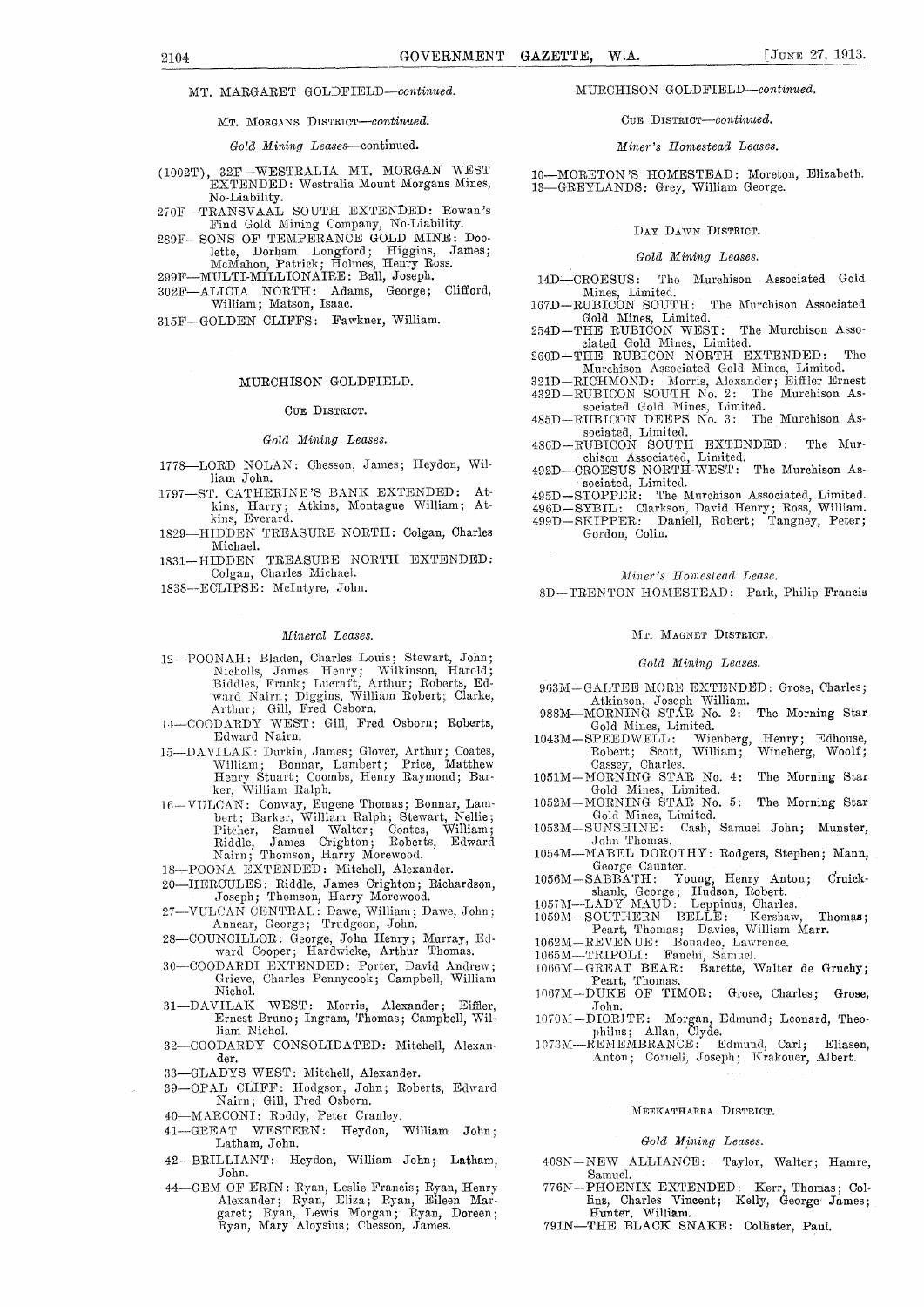MT. MARGARET GOLDFIELD—*continued.*

MT. MORGANS DISTRICT—*continued.*

*Gold Mining Leases*—continued.

(1002T), 32F—WESTRALIA MT. MORGAN WEST EXTENDED: Westralia Mount Morgans Mines, No-Liability.

270F—TRANSVAAL SOUTH EXTENDED: Rowan's Find Gold Mining Company, No-Liability.

289F—SONS OF TEMPERANCE GOLD MINE: Doolette, Dorham Longford; Higgins, James; McMahon, Patrick; Holmes, Henry Ross.

299F—MULTI-MILLIONAIRE: Ball, Joseph.

302F—ALICIA NORTH: Adams, George; Clifford, William; Matson, Isaac.

315F—GOLDEN CLIFFS: Fawkner, William.

## MURCHISON GOLDFIELD.

### CUE DISTRICT.

*Gold Mining Leases.*

1778—LORD NOLAN: Chesson, James; Heydon, William John.

1797—ST. CATHERINE'S BANK EXTENDED: Atkins, Harry; Atkins, Montague William; Atkins, Everard.

1829—HIDDEN TREASURE NORTH: Colgan, Charles Michael.

1831—HIDDEN TREASURE NORTH EXTENDED: Colgan, Charles Michael.

1838—ECLIPSE: McIntyre, John.

*Mineral Leases.*

12—POONAH: Bladen, Charles Louis; Stewart, John; Nicholls, James Henry; Wilkinson, Harold; Biddles, Frank; Lucraft, Arthur; Roberts, Edward Nairn; Diggins, William Robert; Clarke, Arthur; Gill, Fred Osborn.

14—COODARDY WEST: Gill, Fred Osborn; Roberts, Edward Nairn.

15—DAVILAK: Durkin, James; Glover, Arthur; Coates, William; Bonnar, Lambert; Price, Matthew Henry Stuart; Coombs, Henry Raymond; Barker, William Ralph.

16—VULCAN: Conway, Eugene Thomas; Bonnar, Lambert; Barker, William Ralph; Stewart, Nellie; Pitcher, Samuel Walter; Coates, William; Riddle, James Crighton; Roberts, Edward Nairn; Thomson, Harry Morewood.

18—POONA EXTENDED: Mitchell, Alexander.

20—HERCULES: Riddle, James Crighton; Richardson, Joseph; Thomson, Harry Morewood.

27—VULCAN CENTRAL: Dawe, William; Dawe, John; Annear, George; Trudgeon, John.

28—COUNCILLOR: George, John Henry; Murray, Edward Cooper; Hardwicke, Arthur Thomas.

30—COODARDI EXTENDED: Porter, David Andrew; Grieve, Charles Pennycook; Campbell, William Nichol.

31—DAVILAK WEST: Morris, Alexander; Eiffler, Ernest Bruno; Ingram, Thomas; Campbell, William Nichol.

32—COODARDY CONSOLIDATED: Mitchell, Alexander.

33—GLADYS WEST: Mitchell, Alexander.

39—OPAL CLIFF: Hodgson, John; Roberts, Edward Nairn; Gill, Fred Osborn.

40—MARCONI: Roddy, Peter Cranley.

41—GREAT WESTERN: Heydon, William John; Latham, John.

42—BRILLIANT: Heydon, William John; Latham, John.

44—GEM OF ERIN: Ryan, Leslie Francis; Ryan, Henry Alexander; Ryan, Eliza; Ryan, Eileen Margaret; Ryan, Lewis Morgan; Ryan, Doreen; Ryan, Mary Aloysius; Chesson, James.

MURCHISON GOLDFIELD—*continued.*

CUE DISTRICT—*continued.*

*Miner's Homestead Leases.*

10—MORETON'S HOMESTEAD: Moreton, Elizabeth.

13—GREYLANDS: Grey, William George.

### DAY DAWN DISTRICT.

*Gold Mining Leases.*

14D—CROESUS: The Murchison Associated Gold Mines, Limited.

167D—RUBICON SOUTH: The Murchison Associated Gold Mines, Limited.

254D—THE RUBICON WEST: The Murchison Associated Gold Mines, Limited.

260D—THE RUBICON NORTH EXTENDED: The Murchison Associated Gold Mines, Limited.

321D—RICHMOND: Morris, Alexander; Eiffler Ernest

432D—RUBICON SOUTH No. 2: The Murchison Associated Gold Mines, Limited.

485D—RUBICON DEEPS No. 3: The Murchison Associated, Limited.

486D—RUBICON SOUTH EXTENDED: The Murchison Associated, Limited.

492D—CROESUS NORTH-WEST: The Murchison Associated, Limited.

495D—STOPPER: The Murchison Associated, Limited.

496D—SYBIL: Clarkson, David Henry; Ross, William.

499D—SKIPPER: Daniell, Robert; Tangney, Peter; Gordon, Colin.

*Miner's Homestead Lease.*

8D—TRENTON HOMESTEAD: Park, Philip Francis

### MT. MAGNET DISTRICT.

*Gold Mining Leases.*

963M—GALTEE MORE EXTENDED: Grose, Charles; Atkinson, Joseph William.

988M—MORNING STAR No. 2: The Morning Star Gold Mines, Limited.

1043M—SPEEDWELL: Wienberg, Henry; Edhouse, Robert; Scott, William; Wineberg, Woolf; Cassey, Charles.

1051M—MORNING STAR No. 4: The Morning Star Gold Mines, Limited.

1052M—MORNING STAR No. 5: The Morning Star Gold Mines, Limited.

1053M—SUNSHINE: Cash, Samuel John; Munster, John Thomas.

1054M—MABEL DOROTHY: Rodgers, Stephen; Mann, George Caunter.

1056M—SABBATH: Young, Henry Anton; Cruickshank, George; Hudson, Robert.

1057M—LADY MAUD: Leppinus, Charles.

1059M—SOUTHERN BELLE: Kershaw, Thomas; Peart, Thomas; Davies, William Marr.

1062M—REVENUE: Bonadeo, Lawrence.

1065M—TRIPOLI: Fanchi, Samuel.

1066M—GREAT BEAR: Barette, Walter de Gruchy; Peart, Thomas.

1067M—DUKE OF TIMOR: Grose, Charles; Grose, John.

1070M—DIORITE: Morgan, Edmund; Leonard, Theophilus; Allan, Clyde.

1073M—REMEMBRANCE: Edmund, Carl; Eliasen, Anton; Corneli, Joseph; Krakouer, Albert.

### MEEKATHARRA DISTRICT.

*Gold Mining Leases.*

408N—NEW ALLIANCE: Taylor, Walter; Hamre, Samuel.

776N—PHOENIX EXTENDED: Kerr, Thomas; Collins, Charles Vincent; Kelly, George James; Hunter, William.

791N—THE BLACK SNAKE: Collister, Paul.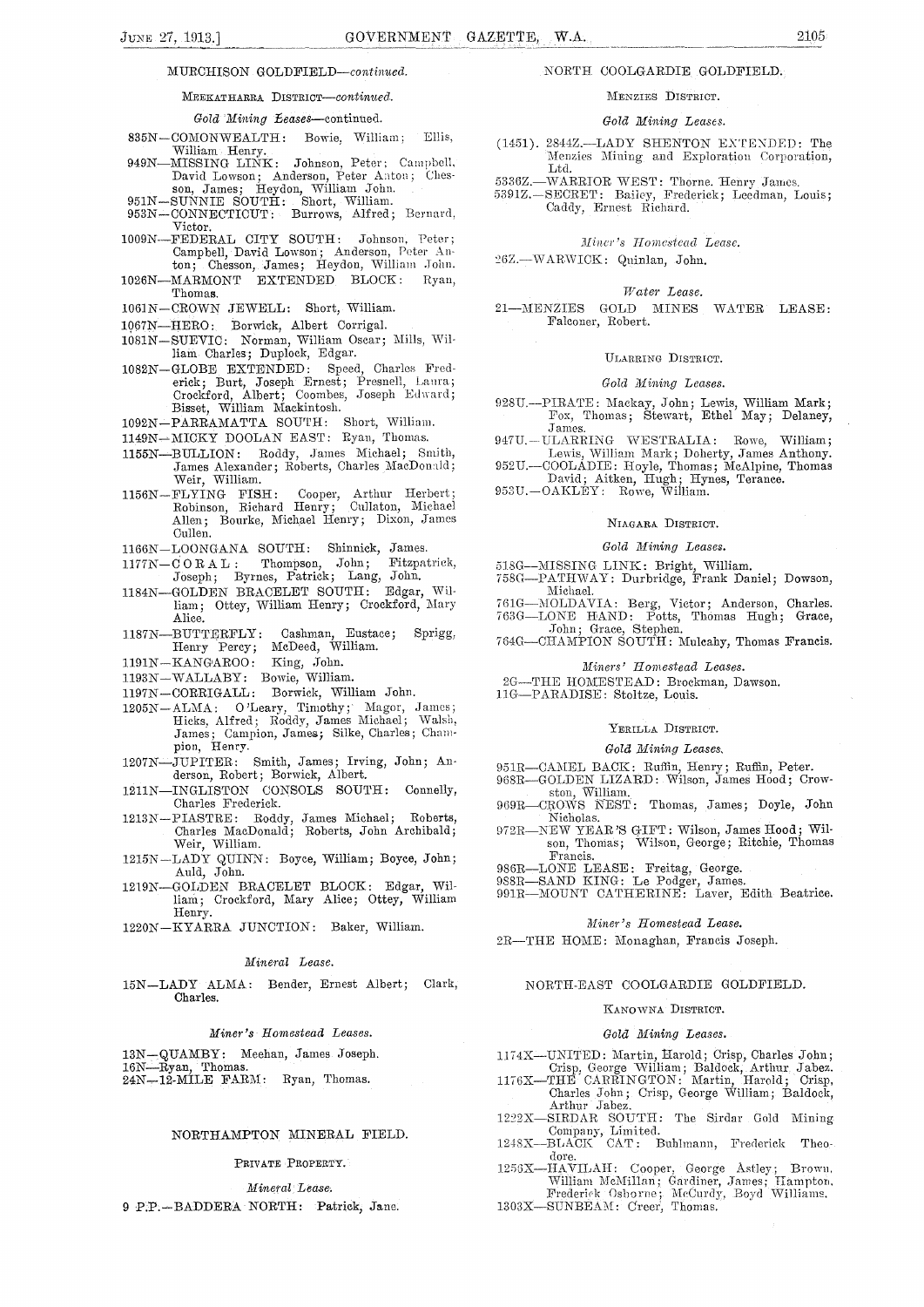MURCHISON GOLDFIELD—*continued.*

MEEKATHARRA DISTRICT—*continued.*

*Gold Mining Leases*—continued.

835N—COMONWEALTH: Bowie, William; Ellis, William Henry.
949N—MISSING LINK: Johnson, Peter; Campbell, David Lowson; Anderson, Peter Anton; Chesson, James; Heydon, William John.
951N—SUNNIE SOUTH: Short, William.
953N—CONNECTICUT: Burrows, Alfred; Bernard, Victor.
1009N—FEDERAL CITY SOUTH: Johnson, Peter; Campbell, David Lowson; Anderson, Peter Anton; Chesson, James; Heydon, William John.
1026N—MARMONT EXTENDED BLOCK: Ryan, Thomas.
1061N—CROWN JEWELL: Short, William.
1067N—HERO: Borwick, Albert Corrigal.
1081N—SUEVIC: Norman, William Oscar; Mills, William Charles; Duplock, Edgar.
1082N—GLOBE EXTENDED: Speed, Charles Frederick; Burt, Joseph Ernest; Presnell, Laura; Crockford, Albert; Coombes, Joseph Edward; Bisset, William Mackintosh.
1092N—PARRAMATTA SOUTH: Short, William.
1149N—MICKY DOOLAN EAST: Ryan, Thomas.
1155N—BULLION: Roddy, James Michael; Smith, James Alexander; Roberts, Charles MacDonald; Weir, William.
1156N—FLYING FISH: Cooper, Arthur Herbert; Robinson, Richard Henry; Cullaton, Michael Allen; Bourke, Michael Henry; Dixon, James Cullen.
1166N—LOONGANA SOUTH: Shinnick, James.
1177N—CORAL: Thompson, John; Fitzpatrick, Joseph; Byrnes, Patrick; Lang, John.
1184N—GOLDEN BRACELET SOUTH: Edgar, William; Ottey, William Henry; Crockford, Mary Alice.
1187N—BUTTERFLY: Cashman, Eustace; Sprigg, Henry Percy; McDeed, William.
1191N—KANGAROO: King, John.
1193N—WALLABY: Bowie, William.
1197N—CORRIGALL: Borwick, William John.
1205N—ALMA: O'Leary, Timothy; Magor, James; Hicks, Alfred; Roddy, James Michael; Walsh, James; Campion, James; Silke, Charles; Champion, Henry.
1207N—JUPITER: Smith, James; Irving, John; Anderson, Robert; Borwick, Albert.
1211N—INGLISTON CONSOLS SOUTH: Connelly, Charles Frederick.
1213N—PIASTRE: Roddy, James Michael; Roberts, Charles MacDonald; Roberts, John Archibald; Weir, William.
1215N—LADY QUINN: Boyce, William; Boyce, John; Auld, John.
1219N—GOLDEN BRACELET BLOCK: Edgar, William; Crockford, Mary Alice; Ottey, William Henry.
1220N—KYARRA JUNCTION: Baker, William.

*Mineral Lease.*

15N—LADY ALMA: Bender, Ernest Albert; Clark, Charles.

*Miner's Homestead Leases.*

13N—QUAMBY: Meehan, James Joseph.
16N—Ryan, Thomas.
24N—12-MILE FARM: Ryan, Thomas.

NORTHAMPTON MINERAL FIELD.

PRIVATE PROPERTY.

*Mineral Lease.*

9 P.P.—BADDERA NORTH: Patrick, Jane.

NORTH COOLGARDIE GOLDFIELD.

MENZIES DISTRICT.

*Gold Mining Leases.*

(1451). 2844Z.—LADY SHENTON EXTENDED: The Menzies Mining and Exploration Corporation, Ltd.
5336Z.—WARRIOR WEST: Thorne, Henry James.
5391Z.—SECRET: Bailey, Frederick; Leedman, Louis; Caddy, Ernest Richard.

*Miner's Homestead Lease.*

26Z.—WARWICK: Quinlan, John.

*Water Lease.*

21—MENZIES GOLD MINES WATER LEASE: Falconer, Robert.

ULARRING DISTRICT.

*Gold Mining Leases.*

928U.—PIRATE: Mackay, John; Lewis, William Mark; Fox, Thomas; Stewart, Ethel May; Delaney, James.
947U.—ULARRING WESTRALIA: Rowe, William; Lewis, William Mark; Doherty, James Anthony.
952U.—COOLADIE: Hoyle, Thomas; McAlpine, Thomas David; Aitken, Hugh; Hynes, Terance.
953U.—OAKLEY: Rowe, William.

NIAGARA DISTRICT.

*Gold Mining Leases.*

518G—MISSING LINK: Bright, William.
758G—PATHWAY: Durbridge, Frank Daniel; Dowson, Michael.
761G—MOLDAVIA: Berg, Victor; Anderson, Charles.
763G—LONE HAND: Potts, Thomas Hugh; Grace, John; Grace, Stephen.
764G—CHAMPION SOUTH: Mulcahy, Thomas Francis.

*Miners' Homestead Leases.*

2G—THE HOMESTEAD: Brockman, Dawson.
11G—PARADISE: Stoltze, Louis.

YERILLA DISTRICT.

*Gold Mining Leases.*

951R—CAMEL BACK: Ruffin, Henry; Ruffin, Peter.
968R—GOLDEN LIZARD: Wilson, James Hood; Crowston, William.
969R—CROWS NEST: Thomas, James; Doyle, John Nicholas.
972R—NEW YEAR'S GIFT: Wilson, James Hood; Wilson, Thomas; Wilson, George; Ritchie, Thomas Francis.
986R—LONE LEASE: Freitag, George.
988R—SAND KING: Le Podger, James.
991R—MOUNT CATHERINE: Laver, Edith Beatrice.

*Miner's Homestead Lease.*

2R—THE HOME: Monaghan, Francis Joseph.

NORTH-EAST COOLGARDIE GOLDFIELD.

KANOWNA DISTRICT.

*Gold Mining Leases.*

1174X—UNITED: Martin, Harold; Crisp, Charles John; Crisp, George William; Baldock, Arthur Jabez.
1176X—THE CARRINGTON: Martin, Harold; Crisp, Charles John; Crisp, George William; Baldock, Arthur Jabez.
1222X—SIRDAR SOUTH: The Sirdar Gold Mining Company, Limited.
1248X—BLACK CAT: Buhlmann, Frederick Theodore.
1256X—HAVILAH: Cooper, George Astley; Brown, William McMillan; Gardiner, James; Hampton, Frederick Osborne; McCurdy, Boyd Williams.
1303X—SUNBEAM: Creer, Thomas.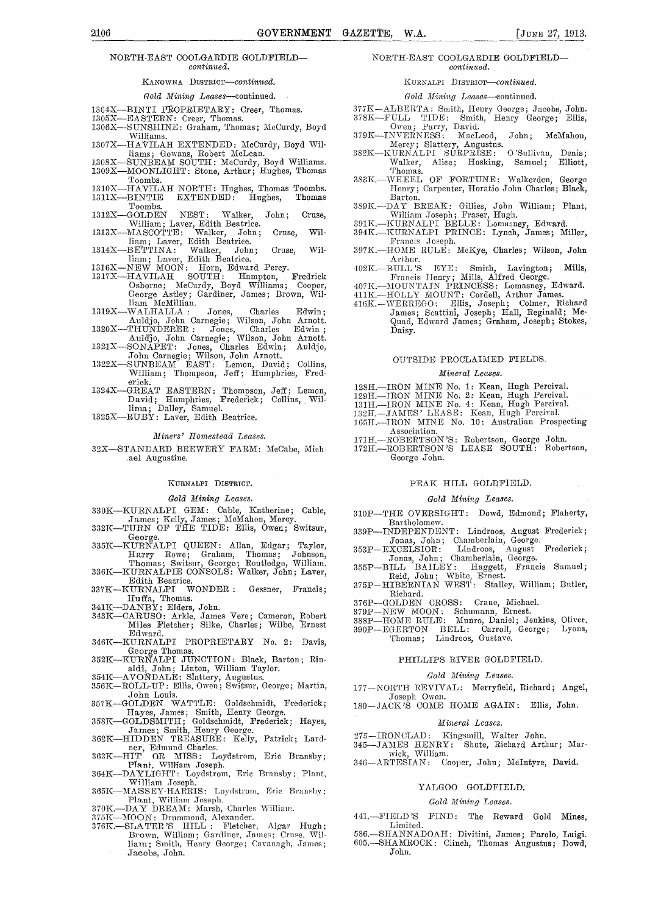## NORTH-EAST COOLGARDIE GOLDFIELD—*continued.*

### KANOWNA DISTRICT—*continued.*

*Gold Mining Leases*—continued.

1304X—BINTI PROPRIETARY: Creer, Thomas.
1305X—EASTERN: Creer, Thomas.
1306X—SUNSHINE: Graham, Thomas; McCurdy, Boyd Williams.
1307X—HAVILAH EXTENDED: McCurdy, Boyd Williams; Gowans, Robert McLean.
1308X—SUNBEAM SOUTH: McCurdy, Boyd Williams.
1309X—MOONLIGHT: Stone, Arthur; Hughes, Thomas Toombs.
1310X—HAVILAH NORTH: Hughes, Thomas Toombs.
1311X—BINTIE EXTENDED: Hughes, Thomas Toombs.
1312X—GOLDEN NEST: Walker, John; Cruse, William; Laver, Edith Beatrice.
1313X—MASCOTTE: Walker, John; Cruse, William; Laver, Edith Beatrice.
1314X—BETTINA: Walker, John; Cruse, William; Laver, Edith Beatrice.
1316X—NEW MOON: Horn, Edward Percy.
1317X—HAVILAH SOUTH: Hampton, Fredrick Osborne; McCurdy, Boyd Williams; Cooper, George Astley; Gardiner, James; Brown, William McMillian.
1319X—WALHALLA: Jones, Charles Edwin; Auldjo, John Carnegie; Wilson, John Arnott.
1320X—THUNDERER: Jones, Charles Edwin; Auldjo, John Carnegie; Wilson, John Arnott.
1321X—SONAPET: Jones, Charles Edwin; Auldjo, John Carnegie; Wilson, John Arnott.
1322X—SUNBEAM EAST: Lemon, David; Collins, William; Thompson, Jeff; Humphries, Frederick.
1324X—GREAT EASTERN: Thompson, Jeff; Lemon, David; Humphries, Frederick; Collins, Willima; Dalley, Samuel.
1325X—RUBY: Laver, Edith Beatrice.

*Miners' Homestead Leases.*

32X—STANDARD BREWERY FARM: McCabe, Michael Augustine.

### KURNALPI DISTRICT.

*Gold Mining Leases.*

330K—KURNALPI GEM: Cable, Katherine; Cable, James; Kelly, James; McMahon, Mercy.
332K—TURN OF THE TIDE: Ellis, Owen; Switsur, George.
335K—KURNALPI QUEEN: Allan, Edgar; Taylor, Harry Rowe; Graham, Thomas; Johnson, Thomas; Switsur, George; Routledge, William.
336K—KURNALPIE CONSOLS: Walker, John; Laver, Edith Beatrice.
337K—KURNALPI WONDER: Gessner, Francis; Huffa, Thomas.
341K—DANBY: Elders, John.
343K—CARUSO: Arkle, James Vere; Cameron, Robert Miles Fletcher; Silke, Charles; Wilbe, Ernest Edward.
346K—KURNALPI PROPRIETARY No. 2: Davis, George Thomas.
352K—KURNALPI JUNCTION: Black, Barton; Rinaldi, John; Linton, William Taylor.
354K—AVONDALE: Slattery, Augustus.
356K—ROLL-UP: Ellis, Owen; Switsur, George; Martin, John Louis.
357K—GOLDEN WATTLE: Goldschmidt, Frederick; Hayes, James; Smith, Henry George.
358K—GOLDSMITH; Goldschmidt, Frederick; Hayes, James; Smith, Henry George.
362K—HIDDEN TREASURE: Kelly, Patrick; Lardner, Edmund Charles.
363K—HIT OR MISS: Loydstrom, Eric Bransby; Plant, William Joseph.
364K—DAYLIGHT: Loydstrom, Eric Bransby; Plant, William Joseph.
365K—MASSEY-HARRIS: Loydstrom, Eric Bransby; Plant, William Joseph.
370K.—DAY DREAM: Marsh, Charles William.
375K—MOON: Drummond, Alexander.
376K.—SLATER'S HILL: Fletcher, Algar Hugh; Brown, William; Gardiner, James; Cruse, William; Smith, Henry George; Cavanagh, James; Jacobs, John.

## NORTH-EAST COOLGARDIE GOLDFIELD—*continued.*

### KURNALPI DISTRICT—*continued.*

*Gold Mining Leases*—continued.

377K—ALBERTA: Smith, Henry George; Jacobs, John.
378K—FULL TIDE: Smith, Henry George; Ellis, Owen; Parry, David.
379K—INVERNESS: MacLeod, John; McMahon, Mercy; Slattery, Augustus.
382K—KURNALPI SURPRISE: O'Sullivan, Denis; Walker, Alice; Hosking, Samuel; Elliott, Thomas.
383K.—WHEEL OF FORTUNE: Walkerden, George Henry; Carpenter, Horatio John Charles; Black, Barton.
389K.—DAY BREAK: Gillies, John William; Plant, William Joseph; Fraser, Hugh.
391K.—KURNALPI BELLE: Lomasney, Edward.
394K.—KURNALPI PRINCE: Lynch, James; Miller, Francis Joseph.
397K.—HOME RULE: McKye, Charles; Wilson, John Arthur.
402K.—BULL'S EYE: Smith, Lavington; Mills, Francis Henry; Mills, Alfred George.
407K.—MOUNTAIN PRINCESS: Lomasney, Edward.
411K.—HOLLY MOUNT: Cordell, Arthur James.
416K.—WERREGO: Ellis, Joseph; Colmer, Richard James; Scattini, Joseph; Hall, Reginald; McQuad, Edward James; Graham, Joseph; Stokes, Daisy.

## OUTSIDE PROCLAIMED FIELDS.

*Mineral Leases.*

128H.—IRON MINE No. 1: Kean, Hugh Percival.
129H.—IRON MINE No. 2: Kean, Hugh Percival.
131H.—IRON MINE No. 4: Kean, Hugh Percival.
132H.—JAMES' LEASE: Kean, Hugh Percival.
165H.—IRON MINE No. 10: Australian Prospecting Association.
171H.—ROBERTSON'S: Robertson, George John.
172H.—ROBERTSON'S LEASE SOUTH: Robertson, George John.

## PEAK HILL GOLDFIELD.

*Gold Mining Leases.*

310P—THE OVERSIGHT: Dowd, Edmond; Flaherty, Bartholomew.
339P—INDEPENDENT: Lindroos, August Frederick; Jonas, John; Chamberlain, George.
353P—EXCELSIOR: Lindroos, August Frederick; Jonas, John; Chamberlain, George.
355P—BILL BAILEY: Haggett, Francis Samuel; Reid, John; White, Ernest.
375P—HIBERNIAN WEST: Stalley, William; Butler, Richard.
376P—GOLDEN CROSS: Crane, Michael.
379P—NEW MOON: Schumann, Ernest.
388P—HOME RULE: Munro, Daniel; Jenkins, Oliver.
390P—EGERTON BELL: Carroll, George; Lyons, Thomas; Lindroos, Gustave.

## PHILLIPS RIVER GOLDFIELD.

*Gold Mining Leases.*

177—NORTH REVIVAL: Merryfield, Richard; Angel, Joseph Owen.
180—JACK'S COME HOME AGAIN: Ellis, John.

*Mineral Leases.*

275—IRONCLAD: Kingsmill, Walter John.
345—JAMES HENRY: Shute, Richard Arthur; Marwick, William.
346—ARTESIAN: Cooper, John; McIntyre, David.

## YALGOO GOLDFIELD.

*Gold Mining Leases.*

441.—FIELD'S FIND: The Reward Gold Mines, Limited.
586.—SHANNADOAH: Divitini, James; Parolo, Luigi.
605.—SHAMROCK: Clinch, Thomas Augustus; Dowd, John.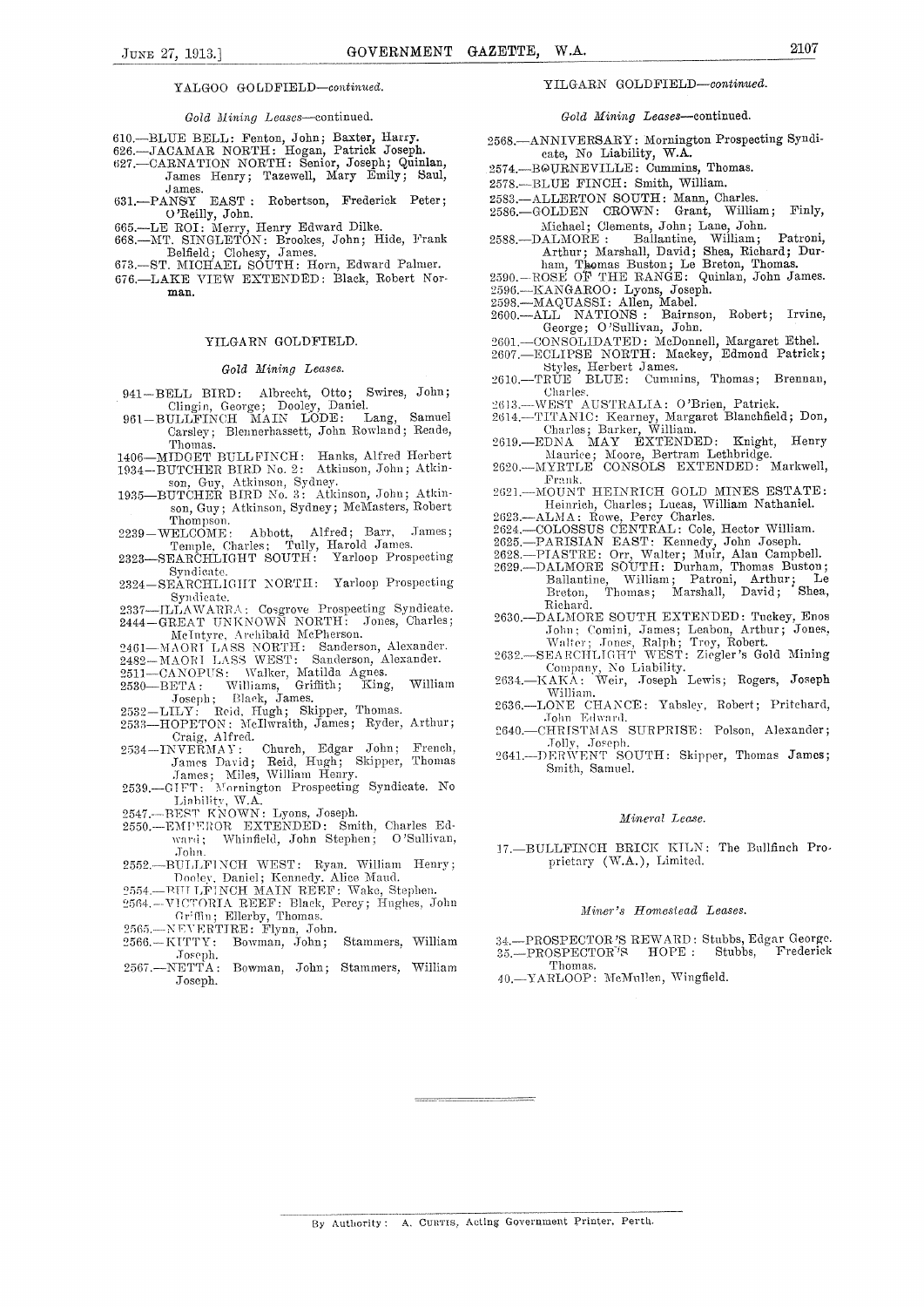YALGOO GOLDFIELD—*continued.*

*Gold Mining Leases*—continued.

610.—BLUE BELL: Fenton, John; Baxter, Harry.
626.—JACAMAR NORTH: Hogan, Patrick Joseph.
627.—CARNATION NORTH: Senior, Joseph; Quinlan, James Henry; Tazewell, Mary Emily; Saul, James.
631.—PANSY EAST: Robertson, Frederick Peter; O'Reilly, John.
665.—LE ROI: Merry, Henry Edward Dilke.
668.—MT. SINGLETON: Brookes, John; Hide, Frank Belfield; Clohesy, James.
673.—ST. MICHAEL SOUTH: Horn, Edward Palmer.
676.—LAKE VIEW EXTENDED: Black, Robert Norman.

YILGARN GOLDFIELD.

*Gold Mining Leases.*

941—BELL BIRD: Albrecht, Otto; Swires, John; Clingin, George; Dooley, Daniel.
961—BULLFINCH MAIN LODE: Lang, Samuel Carsley; Blennerhassett, John Rowland; Reade, Thomas.
1406—MIDGET BULLFINCH: Hanks, Alfred Herbert
1934—BUTCHER BIRD No. 2: Atkinson, John; Atkinson, Guy, Atkinson, Sydney.
1935—BUTCHER BIRD No. 3: Atkinson, John; Atkinson, Guy; Atkinson, Sydney; McMasters, Robert Thompson.
2239—WELCOME: Abbott, Alfred; Barr, James; Temple, Charles; Tully, Harold James.
2323—SEARCHLIGHT SOUTH: Yarloop Prospecting Syndicate.
2324—SEARCHLIGHT NORTH: Yarloop Prospecting Syndicate.
2337—ILLAWARRA: Cosgrove Prospecting Syndicate.
2444—GREAT UNKNOWN NORTH: Jones, Charles; McIntyre, Archibald McPherson.
2461—MAORI LASS NORTH: Sanderson, Alexander.
2482—MAORI LASS WEST: Sanderson, Alexander.
2511—CANOPUS: Walker, Matilda Agnes.
2530—BETA: Williams, Griffith; King, William Joseph; Black, James.
2532—LILY: Reid, Hugh; Skipper, Thomas.
2533—HOPETON: McIlwraith, James; Ryder, Arthur; Craig, Alfred.
2534—INVERMAY: Church, Edgar John; French, James David; Reid, Hugh; Skipper, Thomas James; Miles, William Henry.
2539.—GIFT: Mornington Prospecting Syndicate. No Liability, W.A.
2547.—BEST KNOWN: Lyons, Joseph.
2550.—EMPEROR EXTENDED: Smith, Charles Edward; Whinfield, John Stephen; O'Sullivan, John.
2552.—BULLFINCH WEST: Ryan, William Henry; Dooley, Daniel; Kennedy, Alice Maud.
2554.—BULLFINCH MAIN REEF: Wake, Stephen.
2564.—VICTORIA REEF: Black, Percy; Hughes, John Griffin; Ellerby, Thomas.
2565.—NEVERTIRE: Flynn, John.
2566.—KITTY: Bowman, John; Stammers, William Joseph.
2567.—NETTA: Bowman, John; Stammers, William Joseph.

YILGARN GOLDFIELD—*continued.*

*Gold Mining Leases*—continued.

2568.—ANNIVERSARY: Mornington Prospecting Syndicate, No Liability, W.A.
2574.—BOURNEVILLE: Cummins, Thomas.
2578.—BLUE FINCH: Smith, William.
2583.—ALLERTON SOUTH: Mann, Charles.
2586.—GOLDEN CROWN: Grant, William; Finly, Michael; Clements, John; Lane, John.
2588.—DALMORE: Ballantine, William; Patroni, Arthur; Marshall, David; Shea, Richard; Durham, Thomas Buston; Le Breton, Thomas.
2590.—ROSE OF THE RANGE: Quinlan, John James.
2596.—KANGAROO: Lyons, Joseph.
2598.—MAQUASSI: Allen, Mabel.
2600.—ALL NATIONS: Bairnson, Robert; Irvine, George; O'Sullivan, John.
2601.—CONSOLIDATED: McDonnell, Margaret Ethel.
2607.—ECLIPSE NORTH: Mackey, Edmond Patrick; Styles, Herbert James.
2610.—TRUE BLUE: Cummins, Thomas; Brennan, Charles.
2613.—WEST AUSTRALIA: O'Brien, Patrick.
2614.—TITANIC: Kearney, Margaret Blanchfield; Don, Charles; Barker, William.
2619.—EDNA MAY EXTENDED: Knight, Henry Maurice; Moore, Bertram Lethbridge.
2620.—MYRTLE CONSOLS EXTENDED: Markwell, Frank.
2621.—MOUNT HEINRICH GOLD MINES ESTATE: Heinrich, Charles; Lucas, William Nathaniel.
2623.—ALMA: Rowe, Percy Charles.
2624.—COLOSSUS CENTRAL: Cole, Hector William.
2625.—PARISIAN EAST: Kennedy, John Joseph.
2628.—PIASTRE: Orr, Walter; Muir, Alan Campbell.
2629.—DALMORE SOUTH: Durham, Thomas Buston; Ballantine, William; Patroni, Arthur; Le Breton, Thomas; Marshall, David; Shea, Richard.
2630.—DALMORE SOUTH EXTENDED: Tuckey, Enos John; Comini, James; Leabon, Arthur; Jones, Walter; Jones, Ralph; Troy, Robert.
2632.—SEARCHLIGHT WEST: Ziegler's Gold Mining Company, No Liability.
2634.—KAKA: Weir, Joseph Lewis; Rogers, Joseph William.
2636.—LONE CHANCE: Yabsley, Robert; Pritchard, John Edward.
2640.—CHRISTMAS SURPRISE: Polson, Alexander; Jolly, Joseph.
2641.—DERWENT SOUTH: Skipper, Thomas James; Smith, Samuel.

*Mineral Lease.*

17.—BULLFINCH BRICK KILN: The Bullfinch Proprietary (W.A.), Limited.

*Miner's Homestead Leases.*

34.—PROSPECTOR'S REWARD: Stubbs, Edgar George.
35.—PROSPECTOR'S HOPE: Stubbs, Frederick Thomas.
40.—YARLOOP: McMullen, Wingfield.

By Authority: A. CURTIS, Acting Government Printer, Perth.